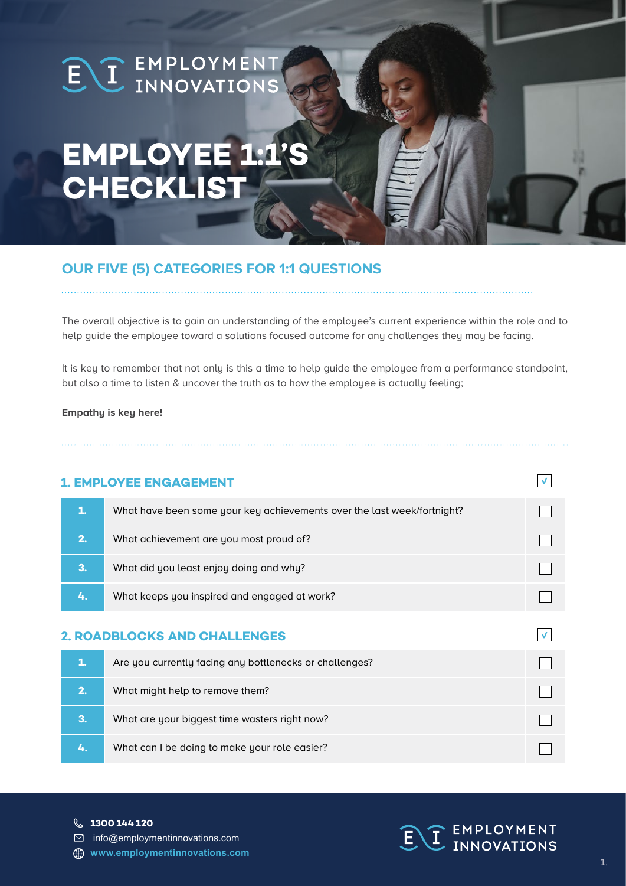# EMPLOYEE 1:1'S CHECKLIST

## OUR FIVE (5) CATEGORIES FOR 1:1 QUESTIONS

The overall objective is to gain an understanding of the employee's current experience within the role and to help guide the employee toward a solutions focused outcome for any challenges they may be facing.

It is key to remember that not only is this a time to help guide the employee from a performance standpoint, but also a time to listen & uncover the truth as to how the employee is actually feeling;

**Empathy is key here!**

### 1. EMPLOYEE ENGAGEMENT

| # | Question | ✓ |
|---|---|---|
| 1. | What have been some your key achievements over the last week/fortnight? | ☐ |
| 2. | What achievement are you most proud of? | ☐ |
| 3. | What did you least enjoy doing and why? | ☐ |
| 4. | What keeps you inspired and engaged at work? | ☐ |

### 2. ROADBLOCKS AND CHALLENGES

| # | Question | ✓ |
|---|---|---|
| 1. | Are you currently facing any bottlenecks or challenges? | ☐ |
| 2. | What might help to remove them? | ☐ |
| 3. | What are your biggest time wasters right now? | ☐ |
| 4. | What can I be doing to make your role easier? | ☐ |

1300 144 120
info@employmentinnovations.com
www.employmentinnovations.com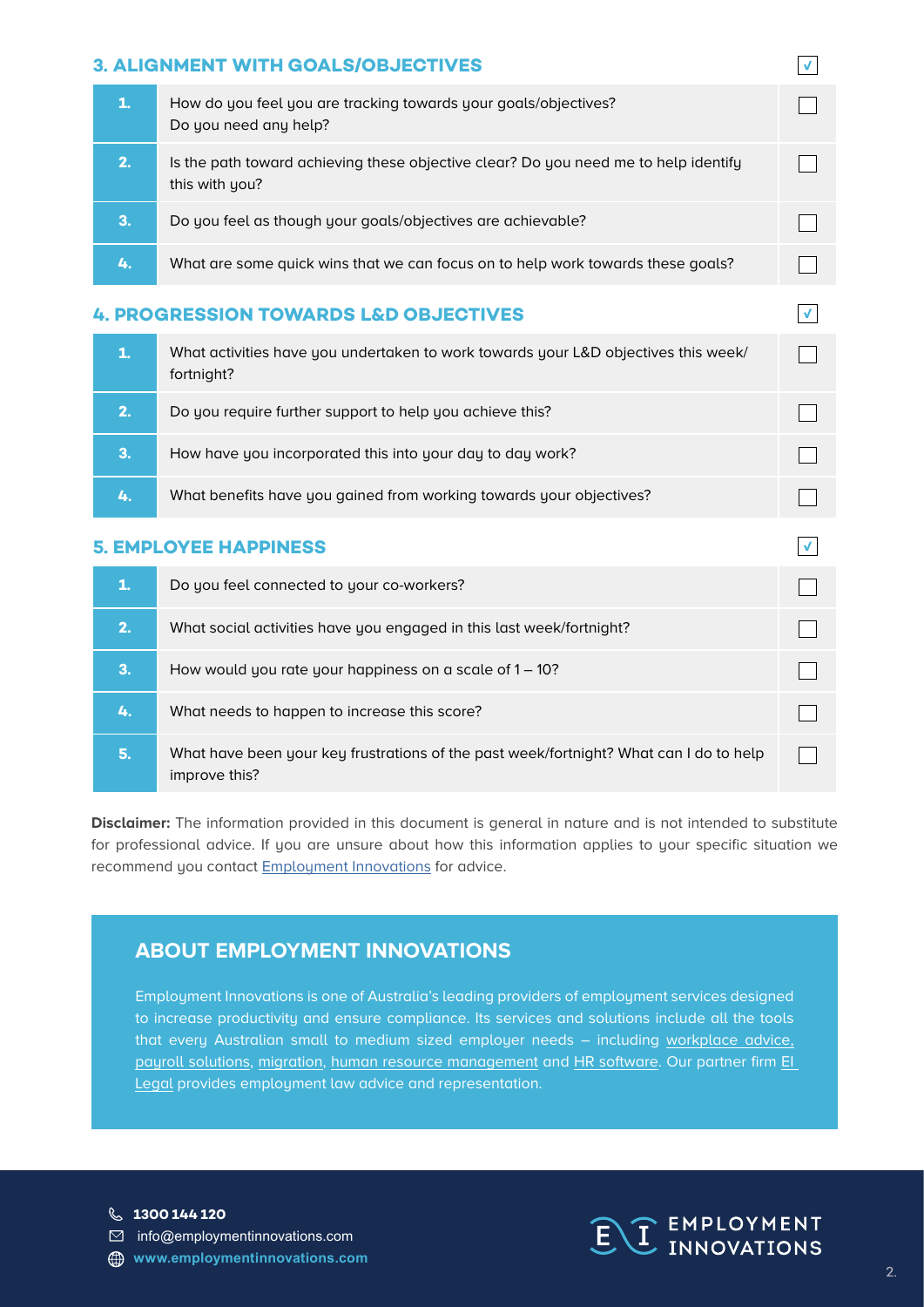## 3. ALIGNMENT WITH GOALS/OBJECTIVES

| | | ✓ |
|---|---|---|
| 1. | How do you feel you are tracking towards your goals/objectives? Do you need any help? | ☐ |
| 2. | Is the path toward achieving these objective clear? Do you need me to help identify this with you? | ☐ |
| 3. | Do you feel as though your goals/objectives are achievable? | ☐ |
| 4. | What are some quick wins that we can focus on to help work towards these goals? | ☐ |

## 4. PROGRESSION TOWARDS L&D OBJECTIVES

| | | ✓ |
|---|---|---|
| 1. | What activities have you undertaken to work towards your L&D objectives this week/ fortnight? | ☐ |
| 2. | Do you require further support to help you achieve this? | ☐ |
| 3. | How have you incorporated this into your day to day work? | ☐ |
| 4. | What benefits have you gained from working towards your objectives? | ☐ |

## 5. EMPLOYEE HAPPINESS

| | | ✓ |
|---|---|---|
| 1. | Do you feel connected to your co-workers? | ☐ |
| 2. | What social activities have you engaged in this last week/fortnight? | ☐ |
| 3. | How would you rate your happiness on a scale of 1 – 10? | ☐ |
| 4. | What needs to happen to increase this score? | ☐ |
| 5. | What have been your key frustrations of the past week/fortnight? What can I do to help improve this? | ☐ |

**Disclaimer:** The information provided in this document is general in nature and is not intended to substitute for professional advice. If you are unsure about how this information applies to your specific situation we recommend you contact Employment Innovations for advice.

## ABOUT EMPLOYMENT INNOVATIONS

Employment Innovations is one of Australia's leading providers of employment services designed to increase productivity and ensure compliance. Its services and solutions include all the tools that every Australian small to medium sized employer needs – including workplace advice, payroll solutions, migration, human resource management and HR software. Our partner firm EI Legal provides employment law advice and representation.

**1300 144 120**
info@employmentinnovations.com
**www.employmentinnovations.com**

EMPLOYMENT INNOVATIONS